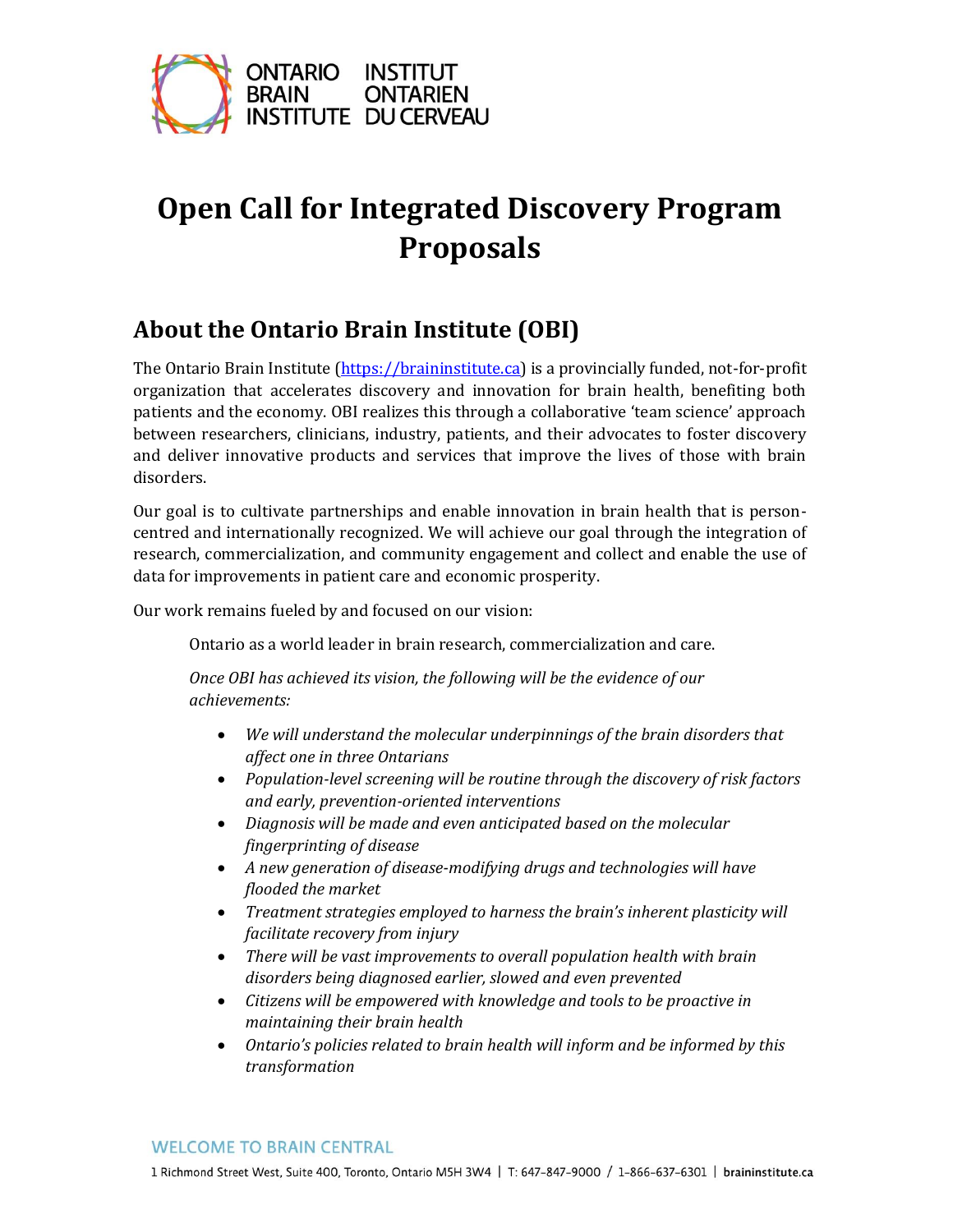# Open Call for Integrated Discovery Program Proposals

## About the Ontario Brain Institute (OBI)

The Ontario Brain Institute ([https://braininstitute.ca](https://braininstitute.ca)) is a provincially funded, not-for-profit organization that accelerates discovery and innovation for brain health, benefiting both patients and the economy. OBI realizes this through a collaborative 'team science' approach between researchers, clinicians, industry, patients, and their advocates to foster discovery and deliver innovative products and services that improve the lives of those with brain disorders.

Our goal is to cultivate partnerships and enable innovation in brain health that is person-centred and internationally recognized. We will achieve our goal through the integration of research, commercialization, and community engagement and collect and enable the use of data for improvements in patient care and economic prosperity.

Our work remains fueled by and focused on our vision:

> Ontario as a world leader in brain research, commercialization and care.
>
> *Once OBI has achieved its vision, the following will be the evidence of our achievements:*
>
> - *We will understand the molecular underpinnings of the brain disorders that affect one in three Ontarians*
> - *Population-level screening will be routine through the discovery of risk factors and early, prevention-oriented interventions*
> - *Diagnosis will be made and even anticipated based on the molecular fingerprinting of disease*
> - *A new generation of disease-modifying drugs and technologies will have flooded the market*
> - *Treatment strategies employed to harness the brain's inherent plasticity will facilitate recovery from injury*
> - *There will be vast improvements to overall population health with brain disorders being diagnosed earlier, slowed and even prevented*
> - *Citizens will be empowered with knowledge and tools to be proactive in maintaining their brain health*
> - *Ontario's policies related to brain health will inform and be informed by this transformation*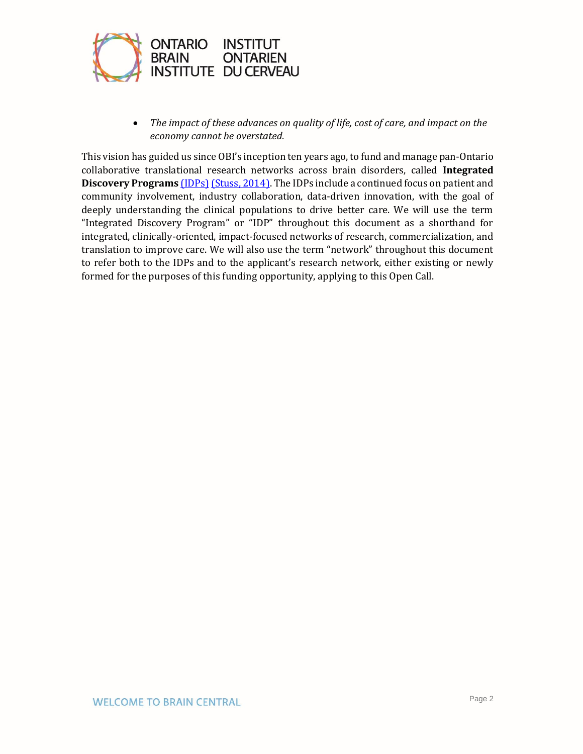- *The impact of these advances on quality of life, cost of care, and impact on the economy cannot be overstated.*

This vision has guided us since OBI's inception ten years ago, to fund and manage pan-Ontario collaborative translational research networks across brain disorders, called **Integrated Discovery Programs** (IDPs) (Stuss, 2014). The IDPs include a continued focus on patient and community involvement, industry collaboration, data-driven innovation, with the goal of deeply understanding the clinical populations to drive better care. We will use the term "Integrated Discovery Program" or "IDP" throughout this document as a shorthand for integrated, clinically-oriented, impact-focused networks of research, commercialization, and translation to improve care. We will also use the term "network" throughout this document to refer both to the IDPs and to the applicant's research network, either existing or newly formed for the purposes of this funding opportunity, applying to this Open Call.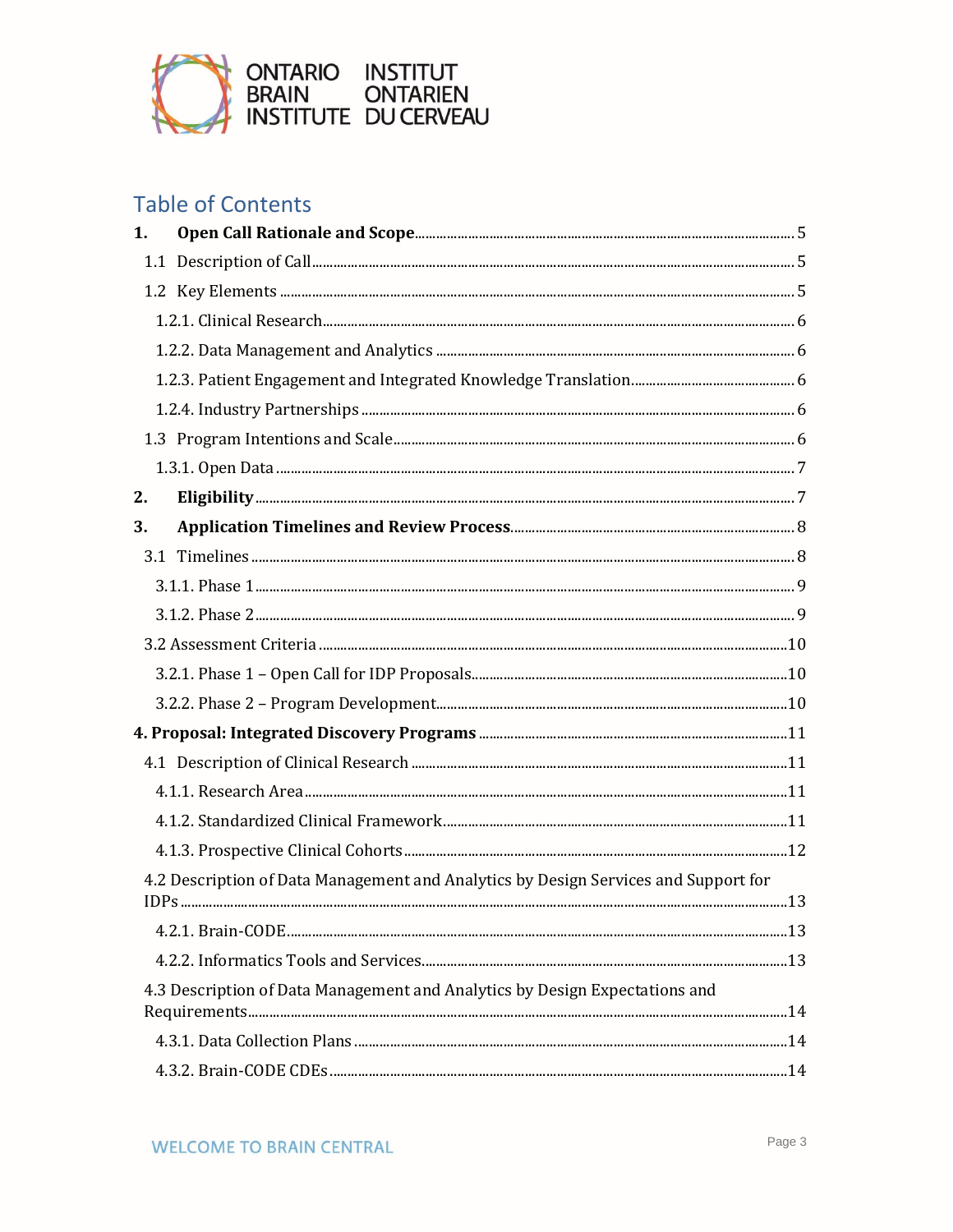# Table of Contents

**1. Open Call Rationale and Scope** .......... 5

- 1.1 Description of Call .......... 5
- 1.2 Key Elements .......... 5
  - 1.2.1. Clinical Research .......... 6
  - 1.2.2. Data Management and Analytics .......... 6
  - 1.2.3. Patient Engagement and Integrated Knowledge Translation .......... 6
  - 1.2.4. Industry Partnerships .......... 6
- 1.3 Program Intentions and Scale .......... 6
  - 1.3.1. Open Data .......... 7

**2. Eligibility** .......... 7

**3. Application Timelines and Review Process** .......... 8

- 3.1 Timelines .......... 8
  - 3.1.1. Phase 1 .......... 9
  - 3.1.2. Phase 2 .......... 9
- 3.2 Assessment Criteria .......... 10
  - 3.2.1. Phase 1 – Open Call for IDP Proposals .......... 10
  - 3.2.2. Phase 2 – Program Development .......... 10

**4. Proposal: Integrated Discovery Programs** .......... 11

- 4.1 Description of Clinical Research .......... 11
  - 4.1.1. Research Area .......... 11
  - 4.1.2. Standardized Clinical Framework .......... 11
  - 4.1.3. Prospective Clinical Cohorts .......... 12
- 4.2 Description of Data Management and Analytics by Design Services and Support for IDPs .......... 13
  - 4.2.1. Brain-CODE .......... 13
  - 4.2.2. Informatics Tools and Services .......... 13
- 4.3 Description of Data Management and Analytics by Design Expectations and Requirements .......... 14
  - 4.3.1. Data Collection Plans .......... 14
  - 4.3.2. Brain-CODE CDEs .......... 14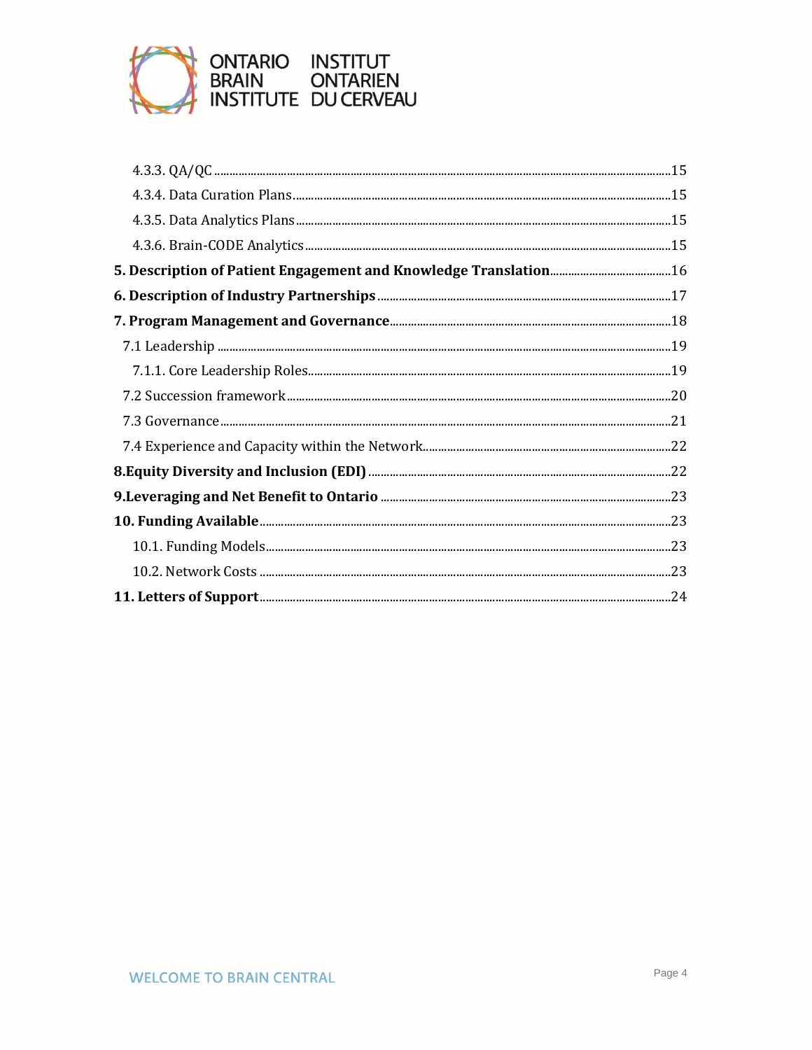4.3.3. QA/QC ....................................................................................................15

4.3.4. Data Curation Plans ...........................................................................15

4.3.5. Data Analytics Plans ..........................................................................15

4.3.6. Brain-CODE Analytics ........................................................................15

**5. Description of Patient Engagement and Knowledge Translation** ..................16

**6. Description of Industry Partnerships** .........................................................17

**7. Program Management and Governance** ......................................................18

7.1 Leadership ...........................................................................................19

7.1.1. Core Leadership Roles ....................................................................19

7.2 Succession framework ..........................................................................20

7.3 Governance ..........................................................................................21

7.4 Experience and Capacity within the Network ...........................................22

**8.Equity Diversity and Inclusion (EDI)** ...........................................................22

**9.Leveraging and Net Benefit to Ontario** .......................................................23

**10. Funding Available** ....................................................................................23

10.1. Funding Models ..................................................................................23

10.2. Network Costs ....................................................................................23

**11. Letters of Support** ...................................................................................24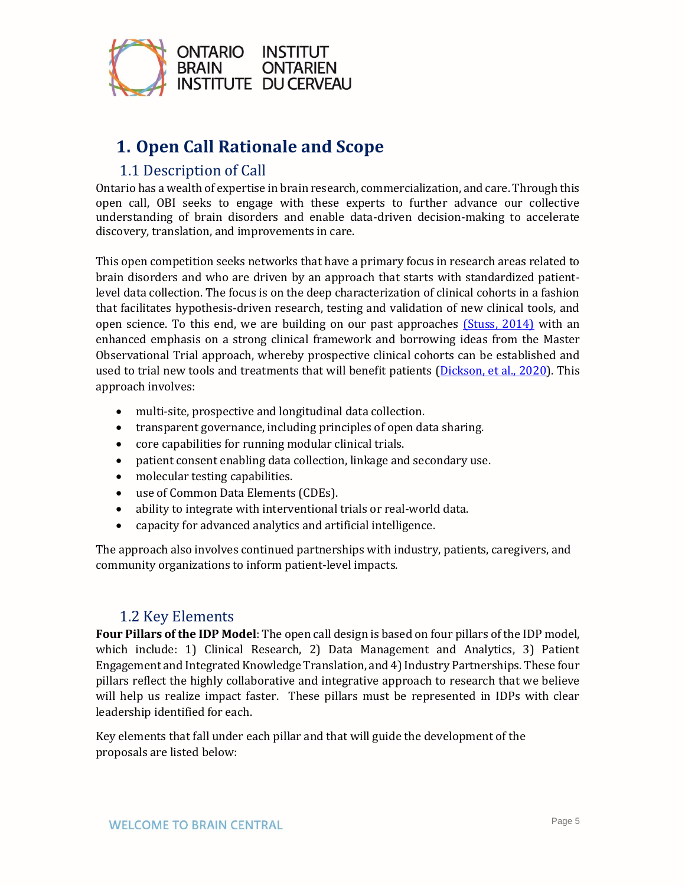# 1. Open Call Rationale and Scope

## 1.1 Description of Call

Ontario has a wealth of expertise in brain research, commercialization, and care. Through this open call, OBI seeks to engage with these experts to further advance our collective understanding of brain disorders and enable data-driven decision-making to accelerate discovery, translation, and improvements in care.

This open competition seeks networks that have a primary focus in research areas related to brain disorders and who are driven by an approach that starts with standardized patient-level data collection. The focus is on the deep characterization of clinical cohorts in a fashion that facilitates hypothesis-driven research, testing and validation of new clinical tools, and open science. To this end, we are building on our past approaches (Stuss, 2014) with an enhanced emphasis on a strong clinical framework and borrowing ideas from the Master Observational Trial approach, whereby prospective clinical cohorts can be established and used to trial new tools and treatments that will benefit patients (Dickson, et al., 2020). This approach involves:

- multi-site, prospective and longitudinal data collection.
- transparent governance, including principles of open data sharing.
- core capabilities for running modular clinical trials.
- patient consent enabling data collection, linkage and secondary use.
- molecular testing capabilities.
- use of Common Data Elements (CDEs).
- ability to integrate with interventional trials or real-world data.
- capacity for advanced analytics and artificial intelligence.

The approach also involves continued partnerships with industry, patients, caregivers, and community organizations to inform patient-level impacts.

## 1.2 Key Elements

**Four Pillars of the IDP Model**: The open call design is based on four pillars of the IDP model, which include: 1) Clinical Research, 2) Data Management and Analytics, 3) Patient Engagement and Integrated Knowledge Translation, and 4) Industry Partnerships. These four pillars reflect the highly collaborative and integrative approach to research that we believe will help us realize impact faster. These pillars must be represented in IDPs with clear leadership identified for each.

Key elements that fall under each pillar and that will guide the development of the proposals are listed below: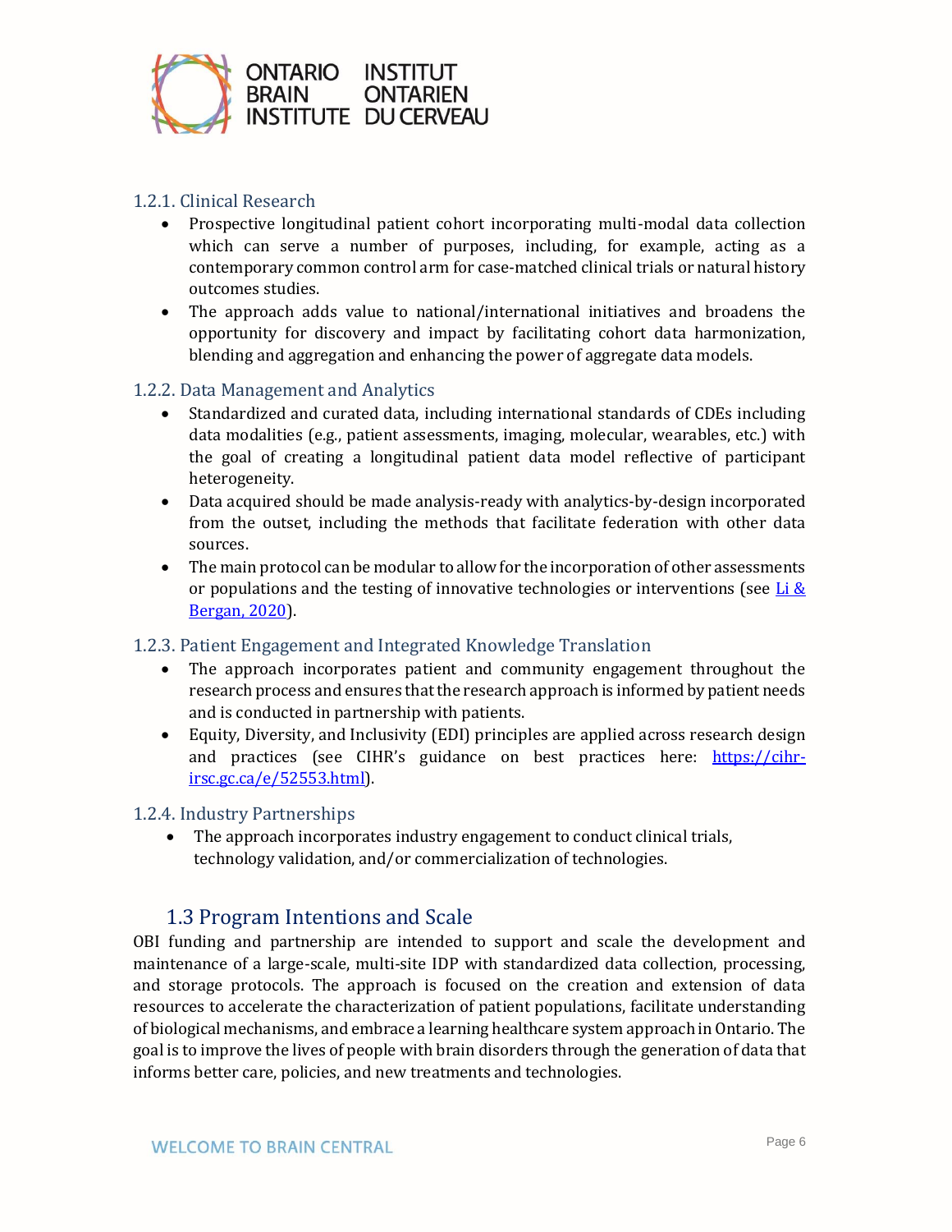### 1.2.1. Clinical Research

- Prospective longitudinal patient cohort incorporating multi-modal data collection which can serve a number of purposes, including, for example, acting as a contemporary common control arm for case-matched clinical trials or natural history outcomes studies.
- The approach adds value to national/international initiatives and broadens the opportunity for discovery and impact by facilitating cohort data harmonization, blending and aggregation and enhancing the power of aggregate data models.

### 1.2.2. Data Management and Analytics

- Standardized and curated data, including international standards of CDEs including data modalities (e.g., patient assessments, imaging, molecular, wearables, etc.) with the goal of creating a longitudinal patient data model reflective of participant heterogeneity.
- Data acquired should be made analysis-ready with analytics-by-design incorporated from the outset, including the methods that facilitate federation with other data sources.
- The main protocol can be modular to allow for the incorporation of other assessments or populations and the testing of innovative technologies or interventions (see [Li & Bergan, 2020](#)).

### 1.2.3. Patient Engagement and Integrated Knowledge Translation

- The approach incorporates patient and community engagement throughout the research process and ensures that the research approach is informed by patient needs and is conducted in partnership with patients.
- Equity, Diversity, and Inclusivity (EDI) principles are applied across research design and practices (see CIHR's guidance on best practices here: [https://cihr-irsc.gc.ca/e/52553.html](https://cihr-irsc.gc.ca/e/52553.html)).

### 1.2.4. Industry Partnerships

- The approach incorporates industry engagement to conduct clinical trials, technology validation, and/or commercialization of technologies.

## 1.3 Program Intentions and Scale

OBI funding and partnership are intended to support and scale the development and maintenance of a large-scale, multi-site IDP with standardized data collection, processing, and storage protocols. The approach is focused on the creation and extension of data resources to accelerate the characterization of patient populations, facilitate understanding of biological mechanisms, and embrace a learning healthcare system approach in Ontario. The goal is to improve the lives of people with brain disorders through the generation of data that informs better care, policies, and new treatments and technologies.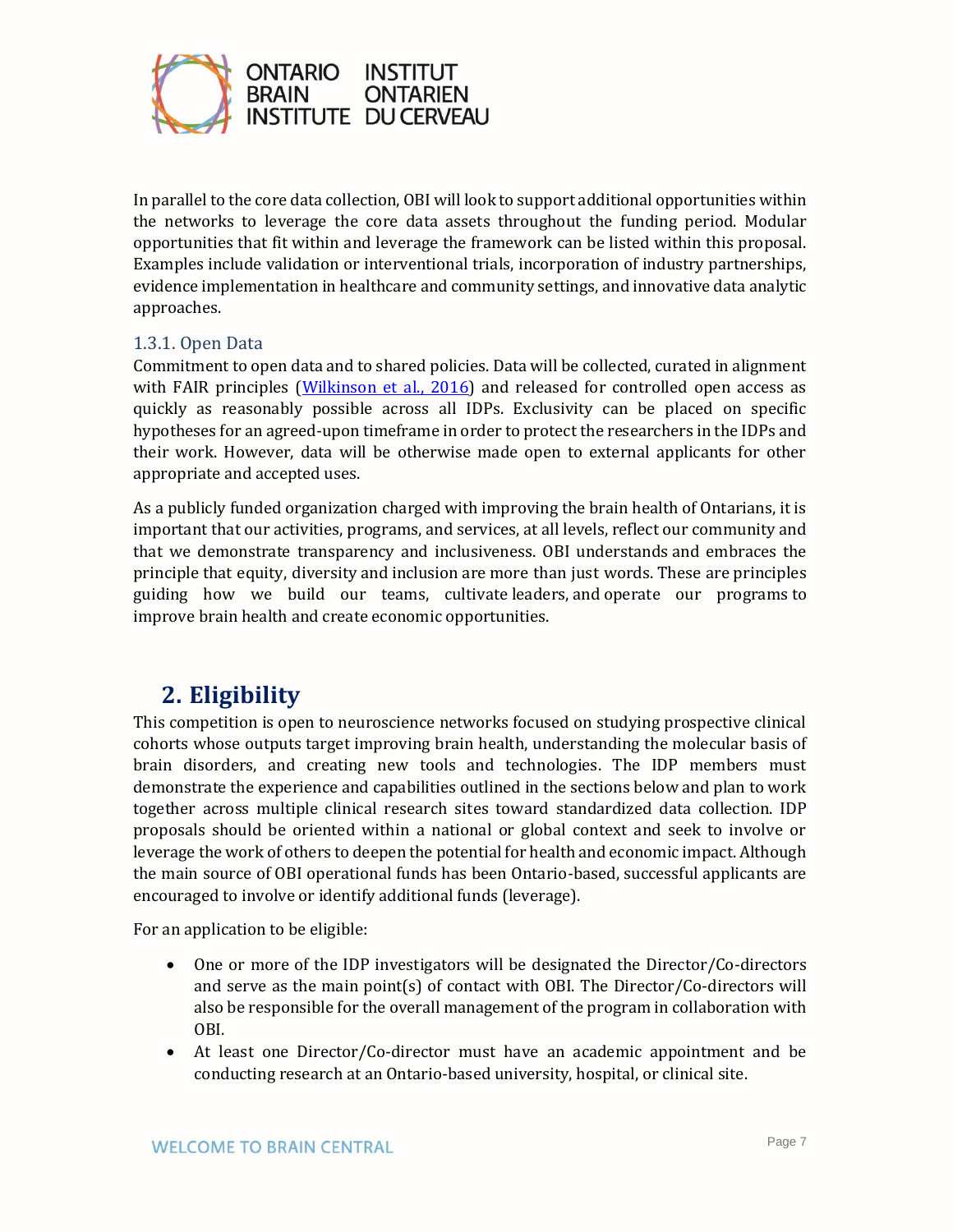In parallel to the core data collection, OBI will look to support additional opportunities within the networks to leverage the core data assets throughout the funding period. Modular opportunities that fit within and leverage the framework can be listed within this proposal. Examples include validation or interventional trials, incorporation of industry partnerships, evidence implementation in healthcare and community settings, and innovative data analytic approaches.

### 1.3.1. Open Data

Commitment to open data and to shared policies. Data will be collected, curated in alignment with FAIR principles ([Wilkinson et al., 2016]) and released for controlled open access as quickly as reasonably possible across all IDPs. Exclusivity can be placed on specific hypotheses for an agreed-upon timeframe in order to protect the researchers in the IDPs and their work. However, data will be otherwise made open to external applicants for other appropriate and accepted uses.

As a publicly funded organization charged with improving the brain health of Ontarians, it is important that our activities, programs, and services, at all levels, reflect our community and that we demonstrate transparency and inclusiveness. OBI understands and embraces the principle that equity, diversity and inclusion are more than just words. These are principles guiding how we build our teams, cultivate leaders, and operate our programs to improve brain health and create economic opportunities.

## 2. Eligibility

This competition is open to neuroscience networks focused on studying prospective clinical cohorts whose outputs target improving brain health, understanding the molecular basis of brain disorders, and creating new tools and technologies. The IDP members must demonstrate the experience and capabilities outlined in the sections below and plan to work together across multiple clinical research sites toward standardized data collection. IDP proposals should be oriented within a national or global context and seek to involve or leverage the work of others to deepen the potential for health and economic impact. Although the main source of OBI operational funds has been Ontario-based, successful applicants are encouraged to involve or identify additional funds (leverage).

For an application to be eligible:

- One or more of the IDP investigators will be designated the Director/Co-directors and serve as the main point(s) of contact with OBI. The Director/Co-directors will also be responsible for the overall management of the program in collaboration with OBI.
- At least one Director/Co-director must have an academic appointment and be conducting research at an Ontario-based university, hospital, or clinical site.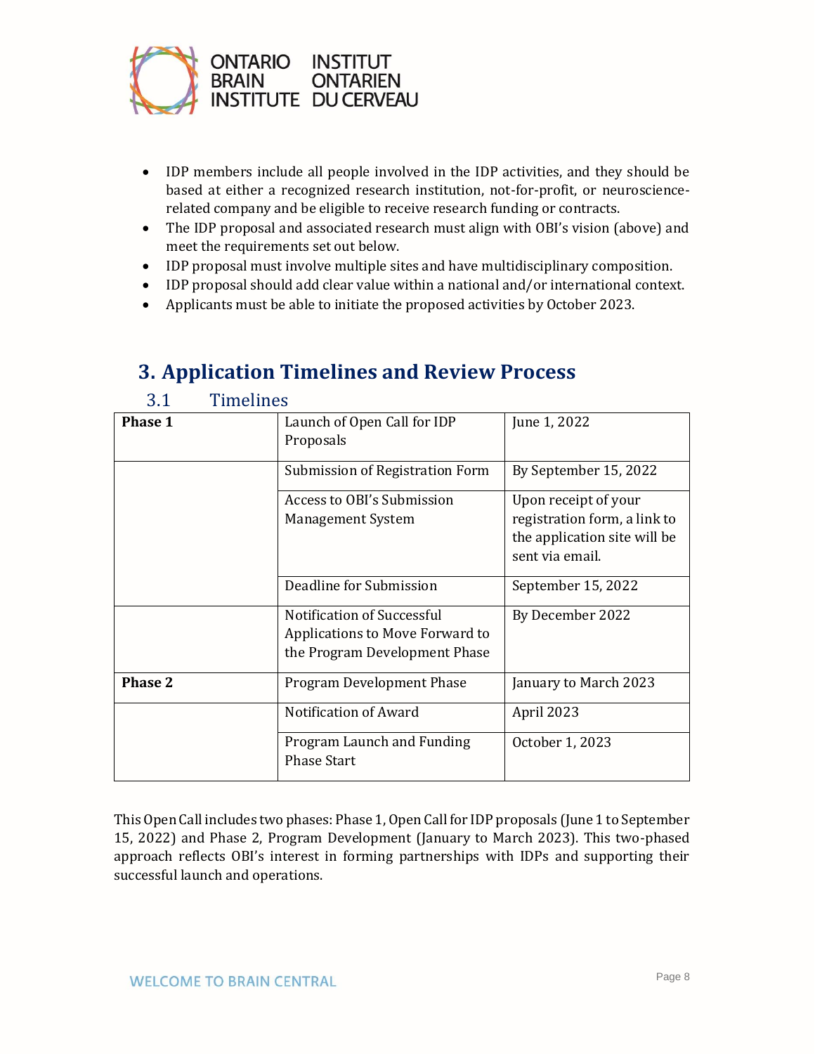- IDP members include all people involved in the IDP activities, and they should be based at either a recognized research institution, not-for-profit, or neuroscience-related company and be eligible to receive research funding or contracts.
- The IDP proposal and associated research must align with OBI's vision (above) and meet the requirements set out below.
- IDP proposal must involve multiple sites and have multidisciplinary composition.
- IDP proposal should add clear value within a national and/or international context.
- Applicants must be able to initiate the proposed activities by October 2023.

# 3. Application Timelines and Review Process

## 3.1 Timelines

| | | |
|---|---|---|
| **Phase 1** | Launch of Open Call for IDP Proposals | June 1, 2022 |
| | Submission of Registration Form | By September 15, 2022 |
| | Access to OBI's Submission Management System | Upon receipt of your registration form, a link to the application site will be sent via email. |
| | Deadline for Submission | September 15, 2022 |
| | Notification of Successful Applications to Move Forward to the Program Development Phase | By December 2022 |
| **Phase 2** | Program Development Phase | January to March 2023 |
| | Notification of Award | April 2023 |
| | Program Launch and Funding Phase Start | October 1, 2023 |

This Open Call includes two phases: Phase 1, Open Call for IDP proposals (June 1 to September 15, 2022) and Phase 2, Program Development (January to March 2023). This two-phased approach reflects OBI's interest in forming partnerships with IDPs and supporting their successful launch and operations.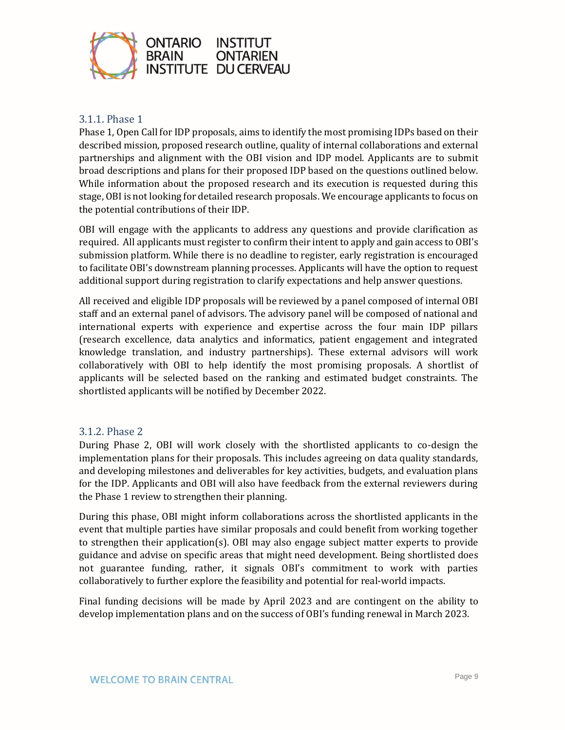### 3.1.1. Phase 1

Phase 1, Open Call for IDP proposals, aims to identify the most promising IDPs based on their described mission, proposed research outline, quality of internal collaborations and external partnerships and alignment with the OBI vision and IDP model. Applicants are to submit broad descriptions and plans for their proposed IDP based on the questions outlined below. While information about the proposed research and its execution is requested during this stage, OBI is not looking for detailed research proposals. We encourage applicants to focus on the potential contributions of their IDP.

OBI will engage with the applicants to address any questions and provide clarification as required. All applicants must register to confirm their intent to apply and gain access to OBI's submission platform. While there is no deadline to register, early registration is encouraged to facilitate OBI's downstream planning processes. Applicants will have the option to request additional support during registration to clarify expectations and help answer questions.

All received and eligible IDP proposals will be reviewed by a panel composed of internal OBI staff and an external panel of advisors. The advisory panel will be composed of national and international experts with experience and expertise across the four main IDP pillars (research excellence, data analytics and informatics, patient engagement and integrated knowledge translation, and industry partnerships). These external advisors will work collaboratively with OBI to help identify the most promising proposals. A shortlist of applicants will be selected based on the ranking and estimated budget constraints. The shortlisted applicants will be notified by December 2022.

### 3.1.2. Phase 2

During Phase 2, OBI will work closely with the shortlisted applicants to co-design the implementation plans for their proposals. This includes agreeing on data quality standards, and developing milestones and deliverables for key activities, budgets, and evaluation plans for the IDP. Applicants and OBI will also have feedback from the external reviewers during the Phase 1 review to strengthen their planning.

During this phase, OBI might inform collaborations across the shortlisted applicants in the event that multiple parties have similar proposals and could benefit from working together to strengthen their application(s). OBI may also engage subject matter experts to provide guidance and advise on specific areas that might need development. Being shortlisted does not guarantee funding, rather, it signals OBI's commitment to work with parties collaboratively to further explore the feasibility and potential for real-world impacts.

Final funding decisions will be made by April 2023 and are contingent on the ability to develop implementation plans and on the success of OBI's funding renewal in March 2023.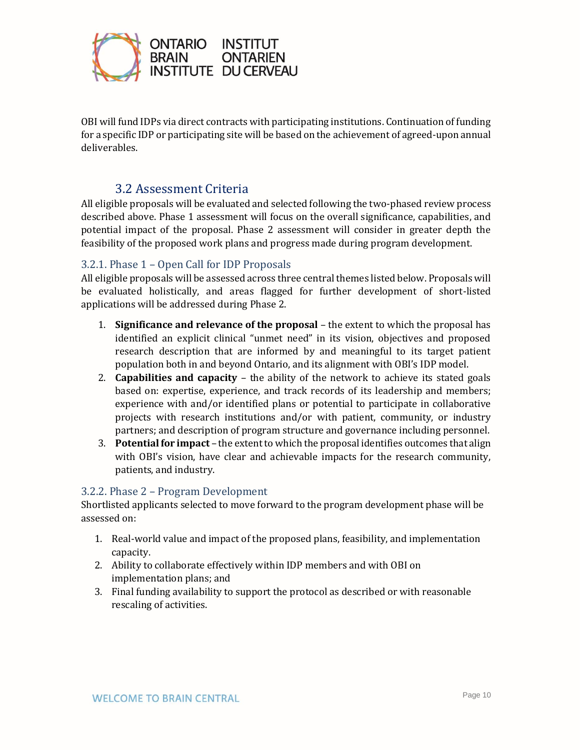OBI will fund IDPs via direct contracts with participating institutions. Continuation of funding for a specific IDP or participating site will be based on the achievement of agreed-upon annual deliverables.

## 3.2 Assessment Criteria

All eligible proposals will be evaluated and selected following the two-phased review process described above. Phase 1 assessment will focus on the overall significance, capabilities, and potential impact of the proposal. Phase 2 assessment will consider in greater depth the feasibility of the proposed work plans and progress made during program development.

### 3.2.1. Phase 1 – Open Call for IDP Proposals

All eligible proposals will be assessed across three central themes listed below. Proposals will be evaluated holistically, and areas flagged for further development of short-listed applications will be addressed during Phase 2.

1. **Significance and relevance of the proposal** – the extent to which the proposal has identified an explicit clinical "unmet need" in its vision, objectives and proposed research description that are informed by and meaningful to its target patient population both in and beyond Ontario, and its alignment with OBI's IDP model.
2. **Capabilities and capacity** – the ability of the network to achieve its stated goals based on: expertise, experience, and track records of its leadership and members; experience with and/or identified plans or potential to participate in collaborative projects with research institutions and/or with patient, community, or industry partners; and description of program structure and governance including personnel.
3. **Potential for impact** – the extent to which the proposal identifies outcomes that align with OBI's vision, have clear and achievable impacts for the research community, patients, and industry.

### 3.2.2. Phase 2 – Program Development

Shortlisted applicants selected to move forward to the program development phase will be assessed on:

1. Real-world value and impact of the proposed plans, feasibility, and implementation capacity.
2. Ability to collaborate effectively within IDP members and with OBI on implementation plans; and
3. Final funding availability to support the protocol as described or with reasonable rescaling of activities.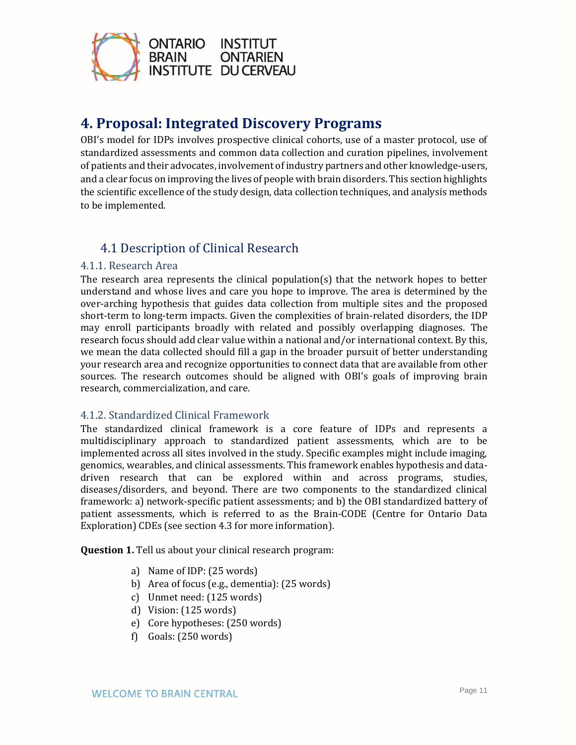# 4. Proposal: Integrated Discovery Programs

OBI's model for IDPs involves prospective clinical cohorts, use of a master protocol, use of standardized assessments and common data collection and curation pipelines, involvement of patients and their advocates, involvement of industry partners and other knowledge-users, and a clear focus on improving the lives of people with brain disorders. This section highlights the scientific excellence of the study design, data collection techniques, and analysis methods to be implemented.

## 4.1 Description of Clinical Research

### 4.1.1. Research Area

The research area represents the clinical population(s) that the network hopes to better understand and whose lives and care you hope to improve. The area is determined by the over-arching hypothesis that guides data collection from multiple sites and the proposed short-term to long-term impacts. Given the complexities of brain-related disorders, the IDP may enroll participants broadly with related and possibly overlapping diagnoses. The research focus should add clear value within a national and/or international context. By this, we mean the data collected should fill a gap in the broader pursuit of better understanding your research area and recognize opportunities to connect data that are available from other sources. The research outcomes should be aligned with OBI's goals of improving brain research, commercialization, and care.

### 4.1.2. Standardized Clinical Framework

The standardized clinical framework is a core feature of IDPs and represents a multidisciplinary approach to standardized patient assessments, which are to be implemented across all sites involved in the study. Specific examples might include imaging, genomics, wearables, and clinical assessments. This framework enables hypothesis and data-driven research that can be explored within and across programs, studies, diseases/disorders, and beyond. There are two components to the standardized clinical framework: a) network-specific patient assessments; and b) the OBI standardized battery of patient assessments, which is referred to as the Brain-CODE (Centre for Ontario Data Exploration) CDEs (see section 4.3 for more information).

**Question 1.** Tell us about your clinical research program:

a) Name of IDP: (25 words)
b) Area of focus (e.g., dementia): (25 words)
c) Unmet need: (125 words)
d) Vision: (125 words)
e) Core hypotheses: (250 words)
f) Goals: (250 words)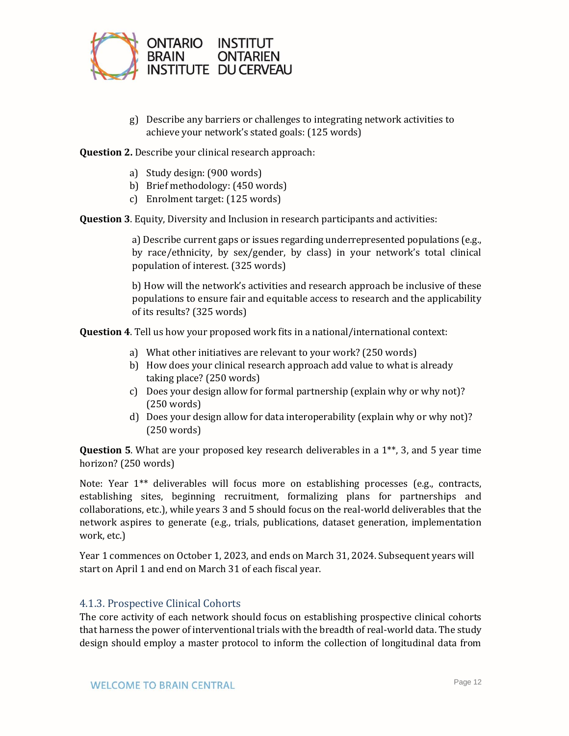g) Describe any barriers or challenges to integrating network activities to achieve your network's stated goals: (125 words)

**Question 2.** Describe your clinical research approach:

a) Study design: (900 words)
b) Brief methodology: (450 words)
c) Enrolment target: (125 words)

**Question 3**. Equity, Diversity and Inclusion in research participants and activities:

a) Describe current gaps or issues regarding underrepresented populations (e.g., by race/ethnicity, by sex/gender, by class) in your network's total clinical population of interest. (325 words)

b) How will the network's activities and research approach be inclusive of these populations to ensure fair and equitable access to research and the applicability of its results? (325 words)

**Question 4**. Tell us how your proposed work fits in a national/international context:

a) What other initiatives are relevant to your work? (250 words)
b) How does your clinical research approach add value to what is already taking place? (250 words)
c) Does your design allow for formal partnership (explain why or why not)? (250 words)
d) Does your design allow for data interoperability (explain why or why not)? (250 words)

**Question 5**. What are your proposed key research deliverables in a 1**, 3, and 5 year time horizon? (250 words)

Note: Year 1** deliverables will focus more on establishing processes (e.g., contracts, establishing sites, beginning recruitment, formalizing plans for partnerships and collaborations, etc.), while years 3 and 5 should focus on the real-world deliverables that the network aspires to generate (e.g., trials, publications, dataset generation, implementation work, etc.)

Year 1 commences on October 1, 2023, and ends on March 31, 2024. Subsequent years will start on April 1 and end on March 31 of each fiscal year.

### 4.1.3. Prospective Clinical Cohorts

The core activity of each network should focus on establishing prospective clinical cohorts that harness the power of interventional trials with the breadth of real-world data. The study design should employ a master protocol to inform the collection of longitudinal data from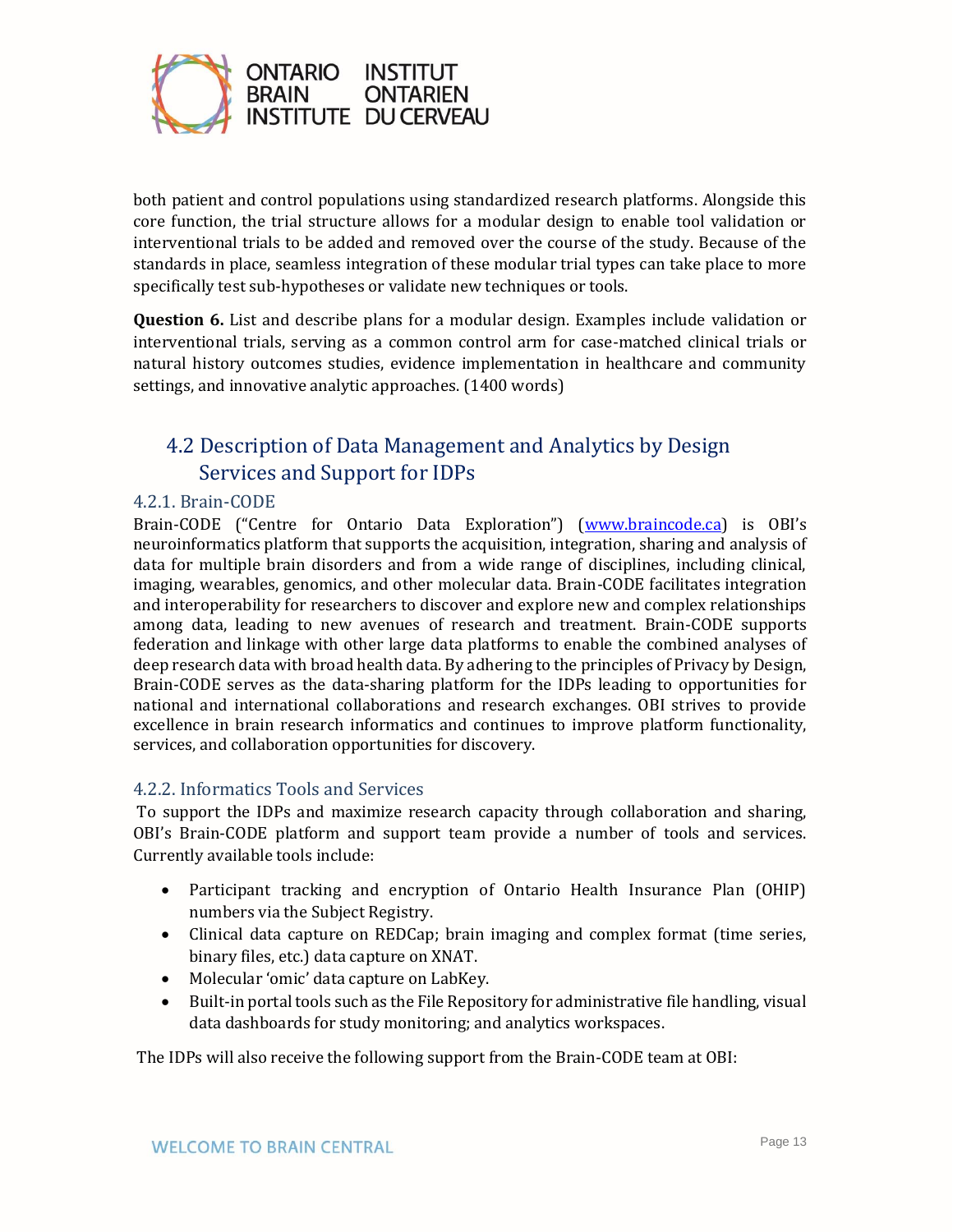both patient and control populations using standardized research platforms. Alongside this core function, the trial structure allows for a modular design to enable tool validation or interventional trials to be added and removed over the course of the study. Because of the standards in place, seamless integration of these modular trial types can take place to more specifically test sub-hypotheses or validate new techniques or tools.

**Question 6.** List and describe plans for a modular design. Examples include validation or interventional trials, serving as a common control arm for case-matched clinical trials or natural history outcomes studies, evidence implementation in healthcare and community settings, and innovative analytic approaches. (1400 words)

## 4.2 Description of Data Management and Analytics by Design Services and Support for IDPs

### 4.2.1. Brain-CODE

Brain-CODE ("Centre for Ontario Data Exploration") ([www.braincode.ca](www.braincode.ca)) is OBI's neuroinformatics platform that supports the acquisition, integration, sharing and analysis of data for multiple brain disorders and from a wide range of disciplines, including clinical, imaging, wearables, genomics, and other molecular data. Brain-CODE facilitates integration and interoperability for researchers to discover and explore new and complex relationships among data, leading to new avenues of research and treatment. Brain-CODE supports federation and linkage with other large data platforms to enable the combined analyses of deep research data with broad health data. By adhering to the principles of Privacy by Design, Brain-CODE serves as the data-sharing platform for the IDPs leading to opportunities for national and international collaborations and research exchanges. OBI strives to provide excellence in brain research informatics and continues to improve platform functionality, services, and collaboration opportunities for discovery.

### 4.2.2. Informatics Tools and Services

To support the IDPs and maximize research capacity through collaboration and sharing, OBI's Brain-CODE platform and support team provide a number of tools and services. Currently available tools include:

- Participant tracking and encryption of Ontario Health Insurance Plan (OHIP) numbers via the Subject Registry.
- Clinical data capture on REDCap; brain imaging and complex format (time series, binary files, etc.) data capture on XNAT.
- Molecular 'omic' data capture on LabKey.
- Built-in portal tools such as the File Repository for administrative file handling, visual data dashboards for study monitoring; and analytics workspaces.

The IDPs will also receive the following support from the Brain-CODE team at OBI: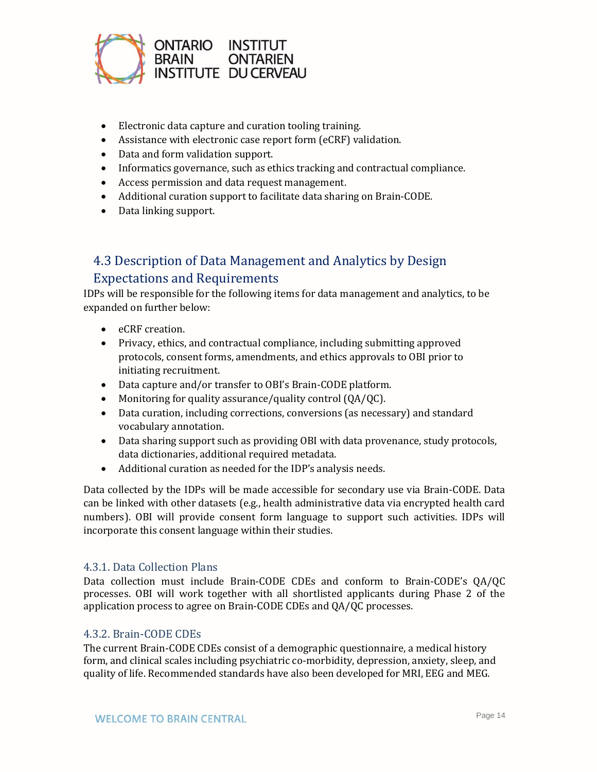- Electronic data capture and curation tooling training.
- Assistance with electronic case report form (eCRF) validation.
- Data and form validation support.
- Informatics governance, such as ethics tracking and contractual compliance.
- Access permission and data request management.
- Additional curation support to facilitate data sharing on Brain-CODE.
- Data linking support.

## 4.3 Description of Data Management and Analytics by Design Expectations and Requirements

IDPs will be responsible for the following items for data management and analytics, to be expanded on further below:

- eCRF creation.
- Privacy, ethics, and contractual compliance, including submitting approved protocols, consent forms, amendments, and ethics approvals to OBI prior to initiating recruitment.
- Data capture and/or transfer to OBI's Brain-CODE platform.
- Monitoring for quality assurance/quality control (QA/QC).
- Data curation, including corrections, conversions (as necessary) and standard vocabulary annotation.
- Data sharing support such as providing OBI with data provenance, study protocols, data dictionaries, additional required metadata.
- Additional curation as needed for the IDP's analysis needs.

Data collected by the IDPs will be made accessible for secondary use via Brain-CODE. Data can be linked with other datasets (e.g., health administrative data via encrypted health card numbers). OBI will provide consent form language to support such activities. IDPs will incorporate this consent language within their studies.

### 4.3.1. Data Collection Plans

Data collection must include Brain-CODE CDEs and conform to Brain-CODE's QA/QC processes. OBI will work together with all shortlisted applicants during Phase 2 of the application process to agree on Brain-CODE CDEs and QA/QC processes.

### 4.3.2. Brain-CODE CDEs

The current Brain-CODE CDEs consist of a demographic questionnaire, a medical history form, and clinical scales including psychiatric co-morbidity, depression, anxiety, sleep, and quality of life. Recommended standards have also been developed for MRI, EEG and MEG.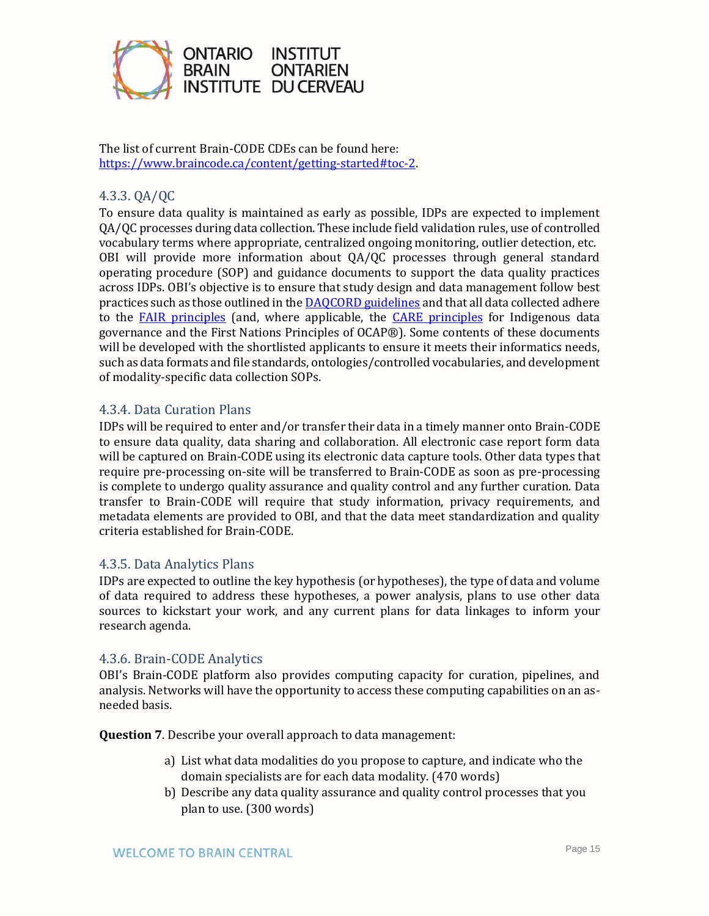The list of current Brain-CODE CDEs can be found here: [https://www.braincode.ca/content/getting-started#toc-2](https://www.braincode.ca/content/getting-started#toc-2).

### 4.3.3. QA/QC

To ensure data quality is maintained as early as possible, IDPs are expected to implement QA/QC processes during data collection. These include field validation rules, use of controlled vocabulary terms where appropriate, centralized ongoing monitoring, outlier detection, etc. OBI will provide more information about QA/QC processes through general standard operating procedure (SOP) and guidance documents to support the data quality practices across IDPs. OBI's objective is to ensure that study design and data management follow best practices such as those outlined in the [DAQCORD guidelines](DAQCORD guidelines) and that all data collected adhere to the [FAIR principles](FAIR principles) (and, where applicable, the [CARE principles](CARE principles) for Indigenous data governance and the First Nations Principles of OCAP®). Some contents of these documents will be developed with the shortlisted applicants to ensure it meets their informatics needs, such as data formats and file standards, ontologies/controlled vocabularies, and development of modality-specific data collection SOPs.

### 4.3.4. Data Curation Plans

IDPs will be required to enter and/or transfer their data in a timely manner onto Brain-CODE to ensure data quality, data sharing and collaboration. All electronic case report form data will be captured on Brain-CODE using its electronic data capture tools. Other data types that require pre-processing on-site will be transferred to Brain-CODE as soon as pre-processing is complete to undergo quality assurance and quality control and any further curation. Data transfer to Brain-CODE will require that study information, privacy requirements, and metadata elements are provided to OBI, and that the data meet standardization and quality criteria established for Brain-CODE.

### 4.3.5. Data Analytics Plans

IDPs are expected to outline the key hypothesis (or hypotheses), the type of data and volume of data required to address these hypotheses, a power analysis, plans to use other data sources to kickstart your work, and any current plans for data linkages to inform your research agenda.

### 4.3.6. Brain-CODE Analytics

OBI's Brain-CODE platform also provides computing capacity for curation, pipelines, and analysis. Networks will have the opportunity to access these computing capabilities on an as-needed basis.

**Question 7**. Describe your overall approach to data management:

a) List what data modalities do you propose to capture, and indicate who the domain specialists are for each data modality. (470 words)
b) Describe any data quality assurance and quality control processes that you plan to use. (300 words)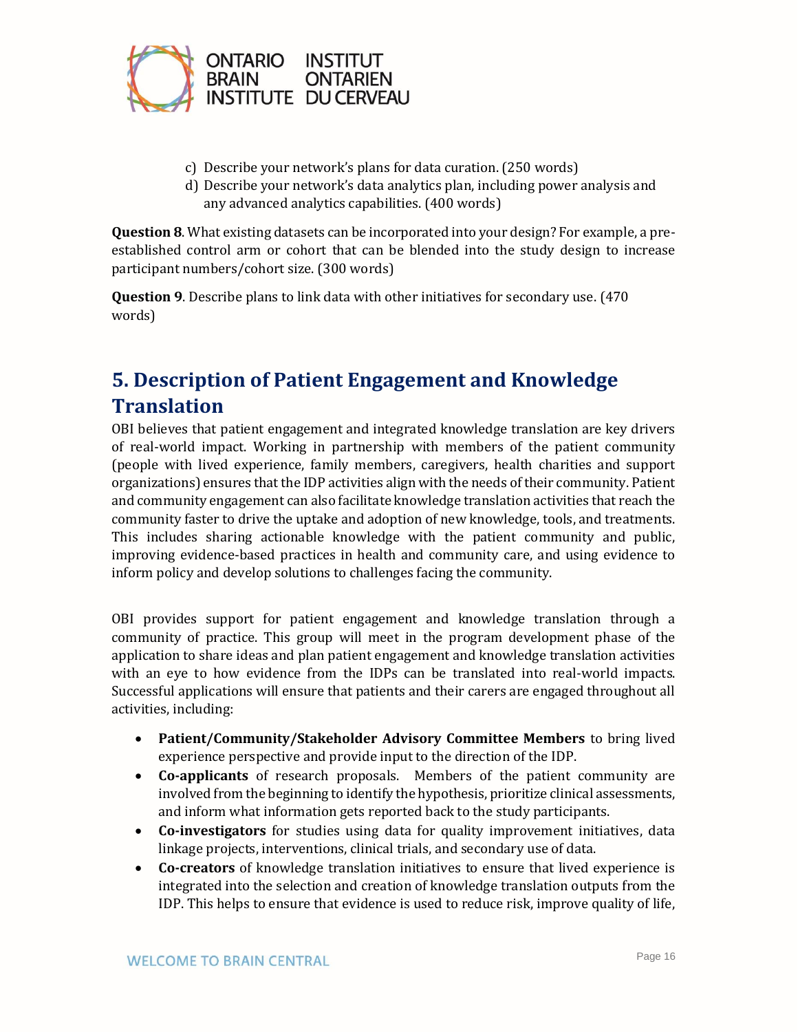c) Describe your network's plans for data curation. (250 words)
d) Describe your network's data analytics plan, including power analysis and any advanced analytics capabilities. (400 words)

**Question 8**. What existing datasets can be incorporated into your design? For example, a pre-established control arm or cohort that can be blended into the study design to increase participant numbers/cohort size. (300 words)

**Question 9**. Describe plans to link data with other initiatives for secondary use. (470 words)

## 5. Description of Patient Engagement and Knowledge Translation

OBI believes that patient engagement and integrated knowledge translation are key drivers of real-world impact. Working in partnership with members of the patient community (people with lived experience, family members, caregivers, health charities and support organizations) ensures that the IDP activities align with the needs of their community. Patient and community engagement can also facilitate knowledge translation activities that reach the community faster to drive the uptake and adoption of new knowledge, tools, and treatments. This includes sharing actionable knowledge with the patient community and public, improving evidence-based practices in health and community care, and using evidence to inform policy and develop solutions to challenges facing the community.

OBI provides support for patient engagement and knowledge translation through a community of practice. This group will meet in the program development phase of the application to share ideas and plan patient engagement and knowledge translation activities with an eye to how evidence from the IDPs can be translated into real-world impacts. Successful applications will ensure that patients and their carers are engaged throughout all activities, including:

- **Patient/Community/Stakeholder Advisory Committee Members** to bring lived experience perspective and provide input to the direction of the IDP.
- **Co-applicants** of research proposals. Members of the patient community are involved from the beginning to identify the hypothesis, prioritize clinical assessments, and inform what information gets reported back to the study participants.
- **Co-investigators** for studies using data for quality improvement initiatives, data linkage projects, interventions, clinical trials, and secondary use of data.
- **Co-creators** of knowledge translation initiatives to ensure that lived experience is integrated into the selection and creation of knowledge translation outputs from the IDP. This helps to ensure that evidence is used to reduce risk, improve quality of life,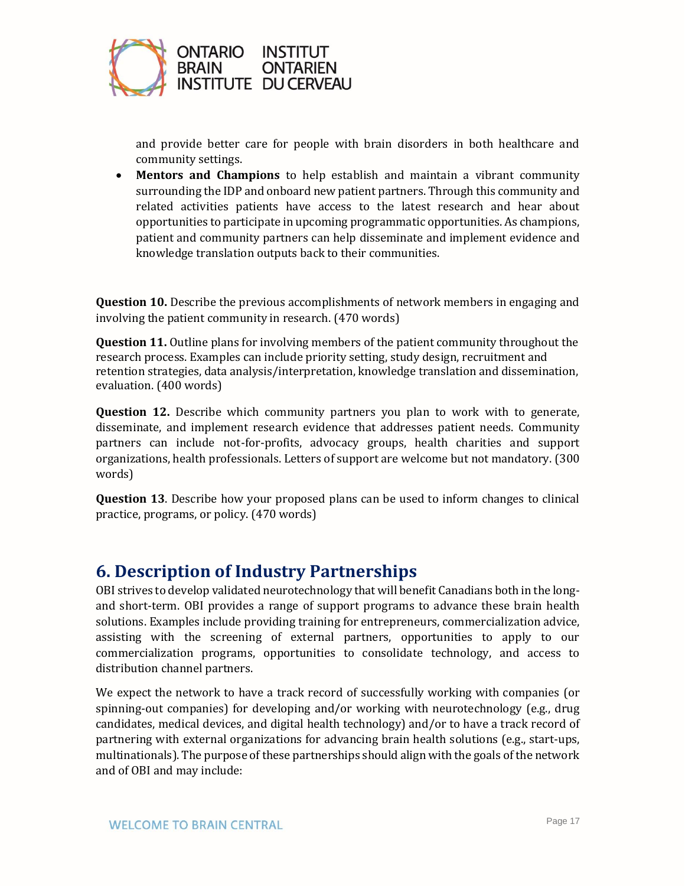and provide better care for people with brain disorders in both healthcare and community settings.

- **Mentors and Champions** to help establish and maintain a vibrant community surrounding the IDP and onboard new patient partners. Through this community and related activities patients have access to the latest research and hear about opportunities to participate in upcoming programmatic opportunities. As champions, patient and community partners can help disseminate and implement evidence and knowledge translation outputs back to their communities.

**Question 10.** Describe the previous accomplishments of network members in engaging and involving the patient community in research. (470 words)

**Question 11.** Outline plans for involving members of the patient community throughout the research process. Examples can include priority setting, study design, recruitment and retention strategies, data analysis/interpretation, knowledge translation and dissemination, evaluation. (400 words)

**Question 12.** Describe which community partners you plan to work with to generate, disseminate, and implement research evidence that addresses patient needs. Community partners can include not-for-profits, advocacy groups, health charities and support organizations, health professionals. Letters of support are welcome but not mandatory. (300 words)

**Question 13**. Describe how your proposed plans can be used to inform changes to clinical practice, programs, or policy. (470 words)

## 6. Description of Industry Partnerships

OBI strives to develop validated neurotechnology that will benefit Canadians both in the long- and short-term. OBI provides a range of support programs to advance these brain health solutions. Examples include providing training for entrepreneurs, commercialization advice, assisting with the screening of external partners, opportunities to apply to our commercialization programs, opportunities to consolidate technology, and access to distribution channel partners.

We expect the network to have a track record of successfully working with companies (or spinning-out companies) for developing and/or working with neurotechnology (e.g., drug candidates, medical devices, and digital health technology) and/or to have a track record of partnering with external organizations for advancing brain health solutions (e.g., start-ups, multinationals). The purpose of these partnerships should align with the goals of the network and of OBI and may include: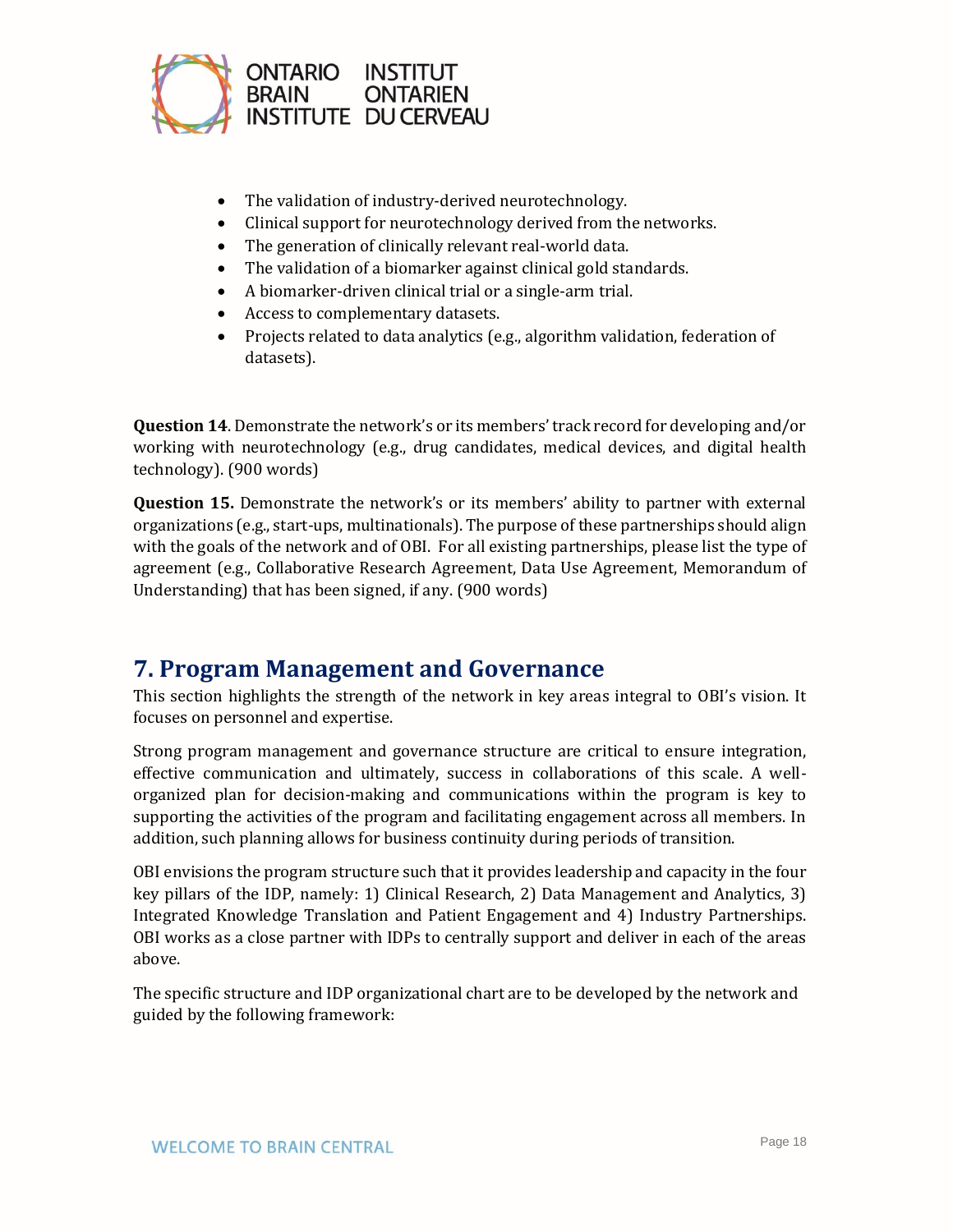- The validation of industry-derived neurotechnology.
- Clinical support for neurotechnology derived from the networks.
- The generation of clinically relevant real-world data.
- The validation of a biomarker against clinical gold standards.
- A biomarker-driven clinical trial or a single-arm trial.
- Access to complementary datasets.
- Projects related to data analytics (e.g., algorithm validation, federation of datasets).

**Question 14**. Demonstrate the network's or its members' track record for developing and/or working with neurotechnology (e.g., drug candidates, medical devices, and digital health technology). (900 words)

**Question 15.** Demonstrate the network's or its members' ability to partner with external organizations (e.g., start-ups, multinationals). The purpose of these partnerships should align with the goals of the network and of OBI. For all existing partnerships, please list the type of agreement (e.g., Collaborative Research Agreement, Data Use Agreement, Memorandum of Understanding) that has been signed, if any. (900 words)

## 7. Program Management and Governance

This section highlights the strength of the network in key areas integral to OBI's vision. It focuses on personnel and expertise.

Strong program management and governance structure are critical to ensure integration, effective communication and ultimately, success in collaborations of this scale. A well-organized plan for decision-making and communications within the program is key to supporting the activities of the program and facilitating engagement across all members. In addition, such planning allows for business continuity during periods of transition.

OBI envisions the program structure such that it provides leadership and capacity in the four key pillars of the IDP, namely: 1) Clinical Research, 2) Data Management and Analytics, 3) Integrated Knowledge Translation and Patient Engagement and 4) Industry Partnerships. OBI works as a close partner with IDPs to centrally support and deliver in each of the areas above.

The specific structure and IDP organizational chart are to be developed by the network and guided by the following framework: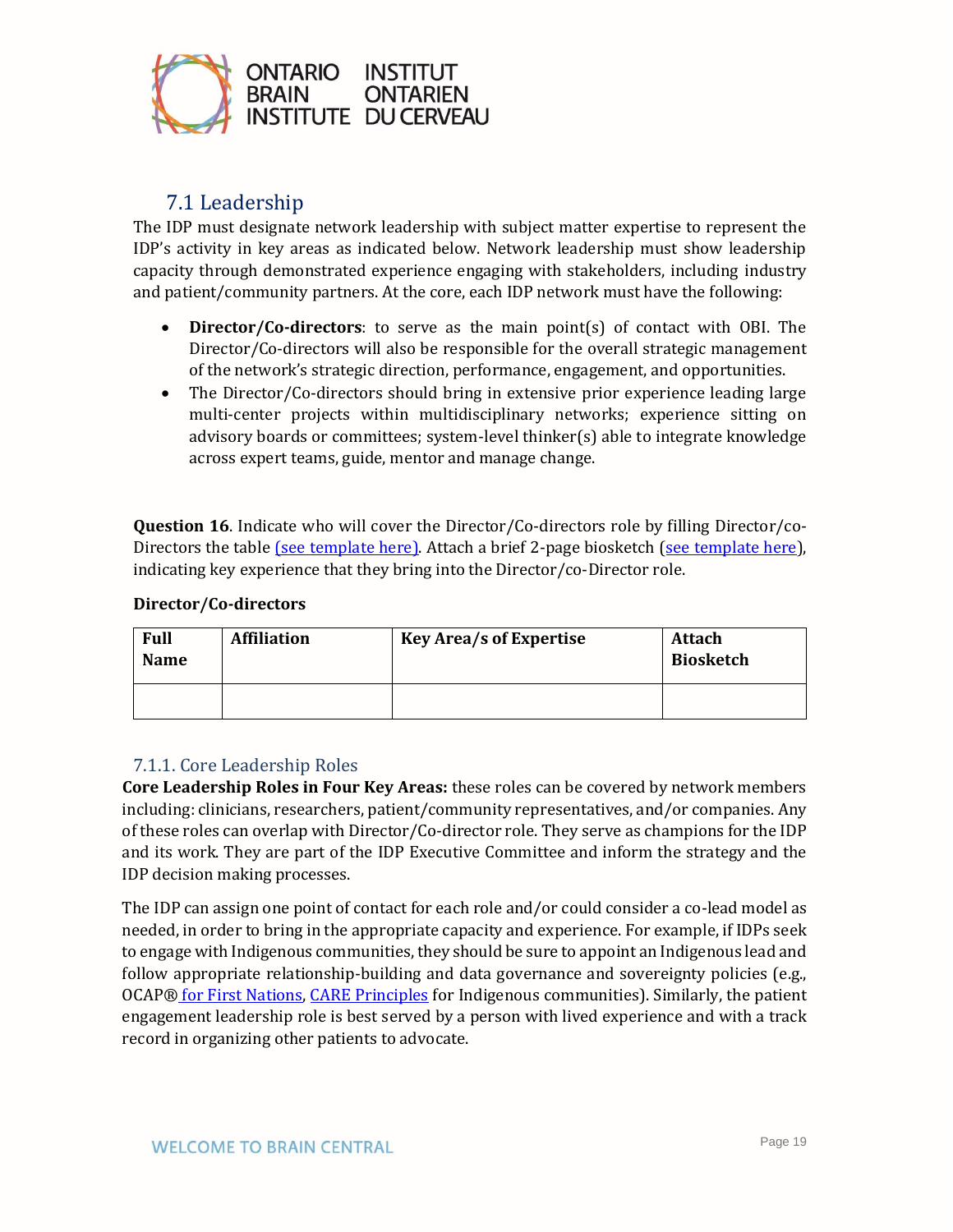## 7.1 Leadership

The IDP must designate network leadership with subject matter expertise to represent the IDP's activity in key areas as indicated below. Network leadership must show leadership capacity through demonstrated experience engaging with stakeholders, including industry and patient/community partners. At the core, each IDP network must have the following:

- **Director/Co-directors**: to serve as the main point(s) of contact with OBI. The Director/Co-directors will also be responsible for the overall strategic management of the network's strategic direction, performance, engagement, and opportunities.
- The Director/Co-directors should bring in extensive prior experience leading large multi-center projects within multidisciplinary networks; experience sitting on advisory boards or committees; system-level thinker(s) able to integrate knowledge across expert teams, guide, mentor and manage change.

**Question 16**. Indicate who will cover the Director/Co-directors role by filling Director/co-Directors the table (see template here). Attach a brief 2-page biosketch (see template here), indicating key experience that they bring into the Director/co-Director role.

**Director/Co-directors**

| Full Name | Affiliation | Key Area/s of Expertise | Attach Biosketch |
|---|---|---|---|
| | | | |

### 7.1.1. Core Leadership Roles

**Core Leadership Roles in Four Key Areas:** these roles can be covered by network members including: clinicians, researchers, patient/community representatives, and/or companies. Any of these roles can overlap with Director/Co-director role. They serve as champions for the IDP and its work. They are part of the IDP Executive Committee and inform the strategy and the IDP decision making processes.

The IDP can assign one point of contact for each role and/or could consider a co-lead model as needed, in order to bring in the appropriate capacity and experience. For example, if IDPs seek to engage with Indigenous communities, they should be sure to appoint an Indigenous lead and follow appropriate relationship-building and data governance and sovereignty policies (e.g., OCAP® for First Nations, CARE Principles for Indigenous communities). Similarly, the patient engagement leadership role is best served by a person with lived experience and with a track record in organizing other patients to advocate.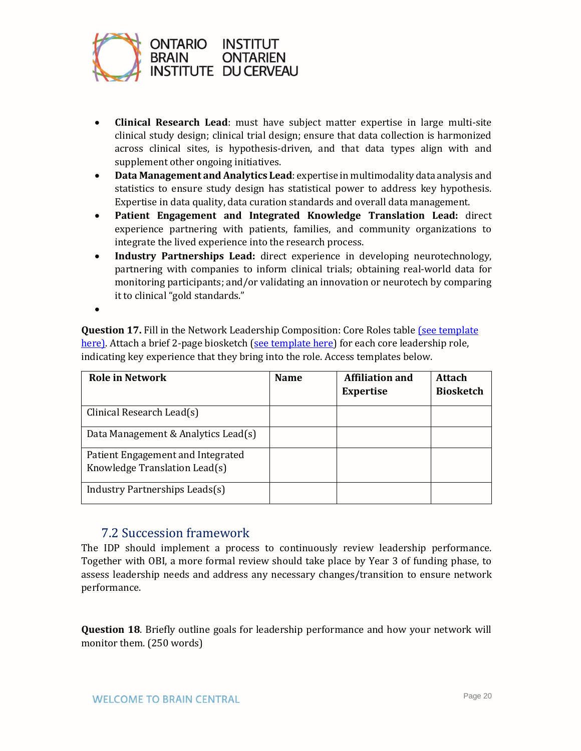- **Clinical Research Lead**: must have subject matter expertise in large multi-site clinical study design; clinical trial design; ensure that data collection is harmonized across clinical sites, is hypothesis-driven, and that data types align with and supplement other ongoing initiatives.
- **Data Management and Analytics Lead**: expertise in multimodality data analysis and statistics to ensure study design has statistical power to address key hypothesis. Expertise in data quality, data curation standards and overall data management.
- **Patient Engagement and Integrated Knowledge Translation Lead:** direct experience partnering with patients, families, and community organizations to integrate the lived experience into the research process.
- **Industry Partnerships Lead:** direct experience in developing neurotechnology, partnering with companies to inform clinical trials; obtaining real-world data for monitoring participants; and/or validating an innovation or neurotech by comparing it to clinical "gold standards."

**Question 17.** Fill in the Network Leadership Composition: Core Roles table (see template here). Attach a brief 2-page biosketch (see template here) for each core leadership role, indicating key experience that they bring into the role. Access templates below.

| Role in Network | Name | Affiliation and Expertise | Attach Biosketch |
|---|---|---|---|
| Clinical Research Lead(s) | | | |
| Data Management & Analytics Lead(s) | | | |
| Patient Engagement and Integrated Knowledge Translation Lead(s) | | | |
| Industry Partnerships Leads(s) | | | |

## 7.2 Succession framework

The IDP should implement a process to continuously review leadership performance. Together with OBI, a more formal review should take place by Year 3 of funding phase, to assess leadership needs and address any necessary changes/transition to ensure network performance.

**Question 18**. Briefly outline goals for leadership performance and how your network will monitor them. (250 words)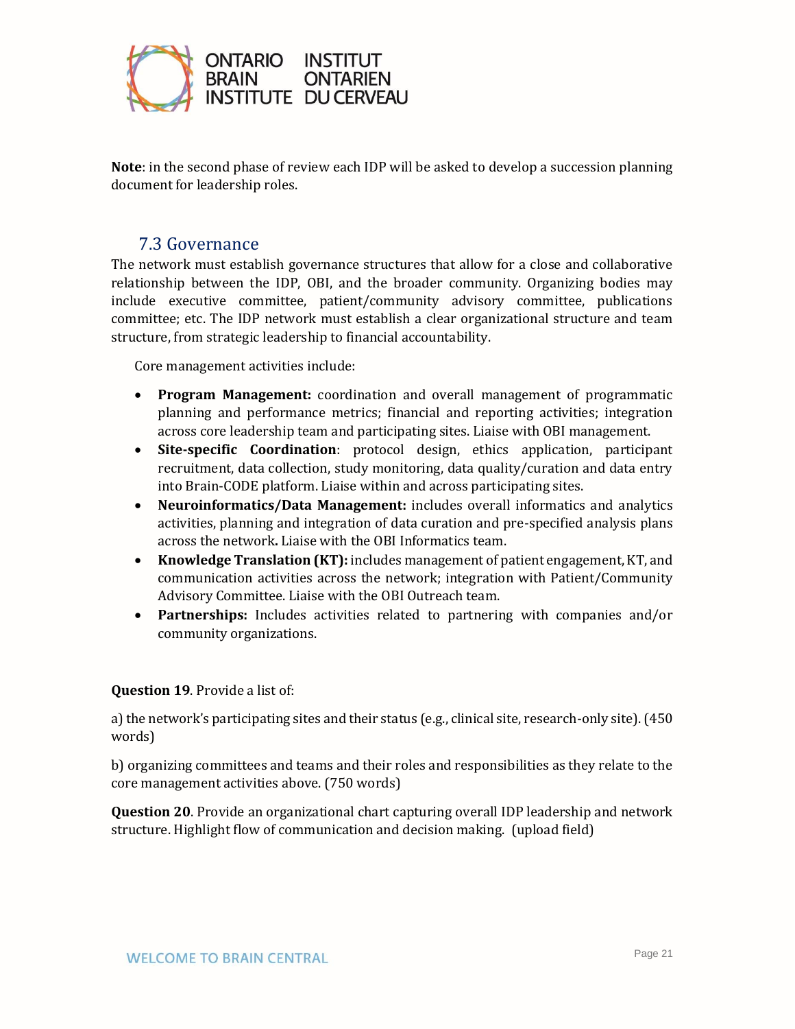**Note**: in the second phase of review each IDP will be asked to develop a succession planning document for leadership roles.

## 7.3 Governance

The network must establish governance structures that allow for a close and collaborative relationship between the IDP, OBI, and the broader community. Organizing bodies may include executive committee, patient/community advisory committee, publications committee; etc. The IDP network must establish a clear organizational structure and team structure, from strategic leadership to financial accountability.

Core management activities include:

- **Program Management:** coordination and overall management of programmatic planning and performance metrics; financial and reporting activities; integration across core leadership team and participating sites. Liaise with OBI management.
- **Site-specific Coordination**: protocol design, ethics application, participant recruitment, data collection, study monitoring, data quality/curation and data entry into Brain-CODE platform. Liaise within and across participating sites.
- **Neuroinformatics/Data Management:** includes overall informatics and analytics activities, planning and integration of data curation and pre-specified analysis plans across the network**.** Liaise with the OBI Informatics team.
- **Knowledge Translation (KT):** includes management of patient engagement, KT, and communication activities across the network; integration with Patient/Community Advisory Committee. Liaise with the OBI Outreach team.
- **Partnerships:** Includes activities related to partnering with companies and/or community organizations.

**Question 19**. Provide a list of:

a) the network's participating sites and their status (e.g., clinical site, research-only site). (450 words)

b) organizing committees and teams and their roles and responsibilities as they relate to the core management activities above. (750 words)

**Question 20**. Provide an organizational chart capturing overall IDP leadership and network structure. Highlight flow of communication and decision making. (upload field)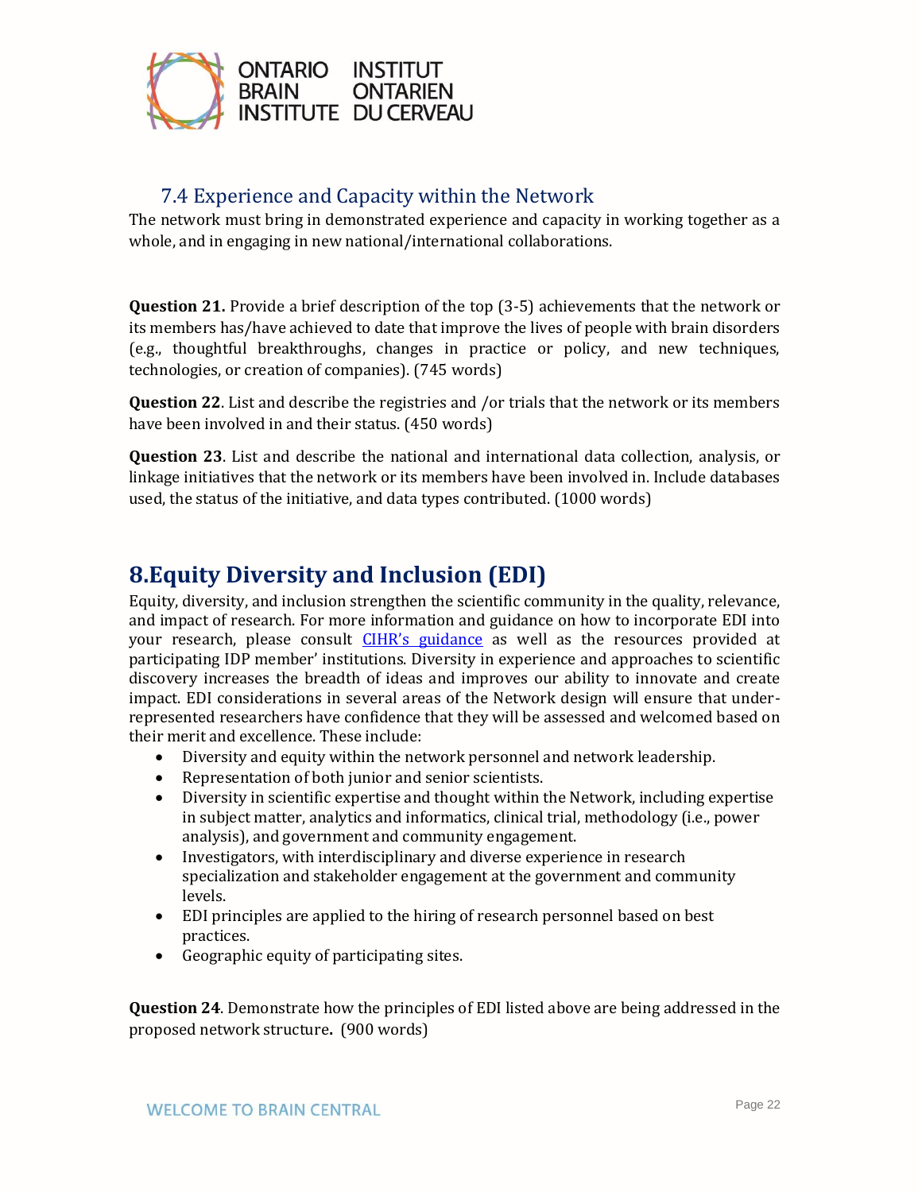### 7.4 Experience and Capacity within the Network

The network must bring in demonstrated experience and capacity in working together as a whole, and in engaging in new national/international collaborations.

**Question 21.** Provide a brief description of the top (3-5) achievements that the network or its members has/have achieved to date that improve the lives of people with brain disorders (e.g., thoughtful breakthroughs, changes in practice or policy, and new techniques, technologies, or creation of companies). (745 words)

**Question 22**. List and describe the registries and /or trials that the network or its members have been involved in and their status. (450 words)

**Question 23**. List and describe the national and international data collection, analysis, or linkage initiatives that the network or its members have been involved in. Include databases used, the status of the initiative, and data types contributed. (1000 words)

## 8.Equity Diversity and Inclusion (EDI)

Equity, diversity, and inclusion strengthen the scientific community in the quality, relevance, and impact of research. For more information and guidance on how to incorporate EDI into your research, please consult CIHR's guidance as well as the resources provided at participating IDP member' institutions. Diversity in experience and approaches to scientific discovery increases the breadth of ideas and improves our ability to innovate and create impact. EDI considerations in several areas of the Network design will ensure that under-represented researchers have confidence that they will be assessed and welcomed based on their merit and excellence. These include:

- Diversity and equity within the network personnel and network leadership.
- Representation of both junior and senior scientists.
- Diversity in scientific expertise and thought within the Network, including expertise in subject matter, analytics and informatics, clinical trial, methodology (i.e., power analysis), and government and community engagement.
- Investigators, with interdisciplinary and diverse experience in research specialization and stakeholder engagement at the government and community levels.
- EDI principles are applied to the hiring of research personnel based on best practices.
- Geographic equity of participating sites.

**Question 24**. Demonstrate how the principles of EDI listed above are being addressed in the proposed network structure**.** (900 words)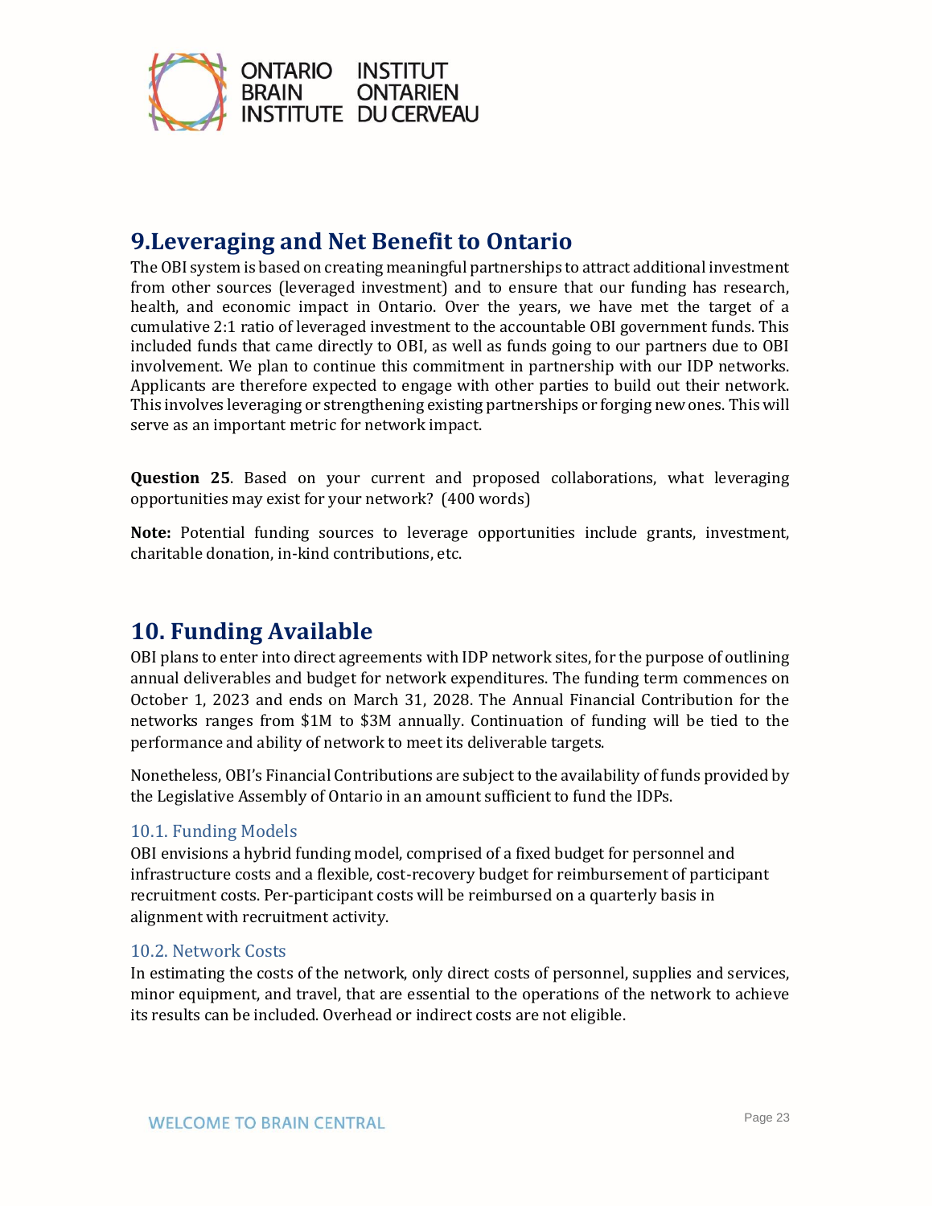## 9. Leveraging and Net Benefit to Ontario

The OBI system is based on creating meaningful partnerships to attract additional investment from other sources (leveraged investment) and to ensure that our funding has research, health, and economic impact in Ontario. Over the years, we have met the target of a cumulative 2:1 ratio of leveraged investment to the accountable OBI government funds. This included funds that came directly to OBI, as well as funds going to our partners due to OBI involvement. We plan to continue this commitment in partnership with our IDP networks. Applicants are therefore expected to engage with other parties to build out their network. This involves leveraging or strengthening existing partnerships or forging new ones. This will serve as an important metric for network impact.

**Question 25**. Based on your current and proposed collaborations, what leveraging opportunities may exist for your network? (400 words)

**Note:** Potential funding sources to leverage opportunities include grants, investment, charitable donation, in-kind contributions, etc.

## 10. Funding Available

OBI plans to enter into direct agreements with IDP network sites, for the purpose of outlining annual deliverables and budget for network expenditures. The funding term commences on October 1, 2023 and ends on March 31, 2028. The Annual Financial Contribution for the networks ranges from $1M to $3M annually. Continuation of funding will be tied to the performance and ability of network to meet its deliverable targets.

Nonetheless, OBI's Financial Contributions are subject to the availability of funds provided by the Legislative Assembly of Ontario in an amount sufficient to fund the IDPs.

### 10.1. Funding Models

OBI envisions a hybrid funding model, comprised of a fixed budget for personnel and infrastructure costs and a flexible, cost-recovery budget for reimbursement of participant recruitment costs. Per-participant costs will be reimbursed on a quarterly basis in alignment with recruitment activity.

### 10.2. Network Costs

In estimating the costs of the network, only direct costs of personnel, supplies and services, minor equipment, and travel, that are essential to the operations of the network to achieve its results can be included. Overhead or indirect costs are not eligible.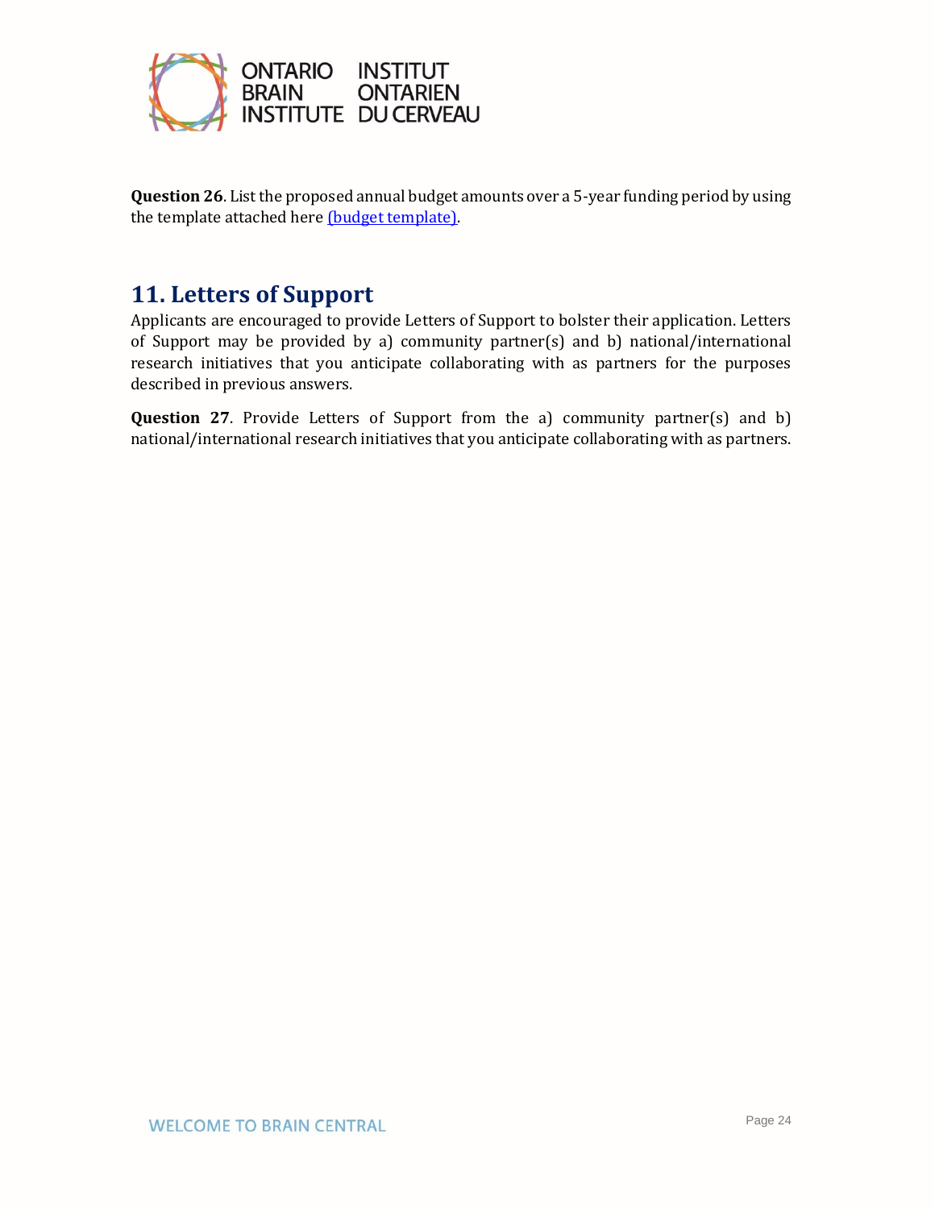**Question 26**. List the proposed annual budget amounts over a 5-year funding period by using the template attached here (budget template).

## 11. Letters of Support

Applicants are encouraged to provide Letters of Support to bolster their application. Letters of Support may be provided by a) community partner(s) and b) national/international research initiatives that you anticipate collaborating with as partners for the purposes described in previous answers.

**Question 27**. Provide Letters of Support from the a) community partner(s) and b) national/international research initiatives that you anticipate collaborating with as partners.